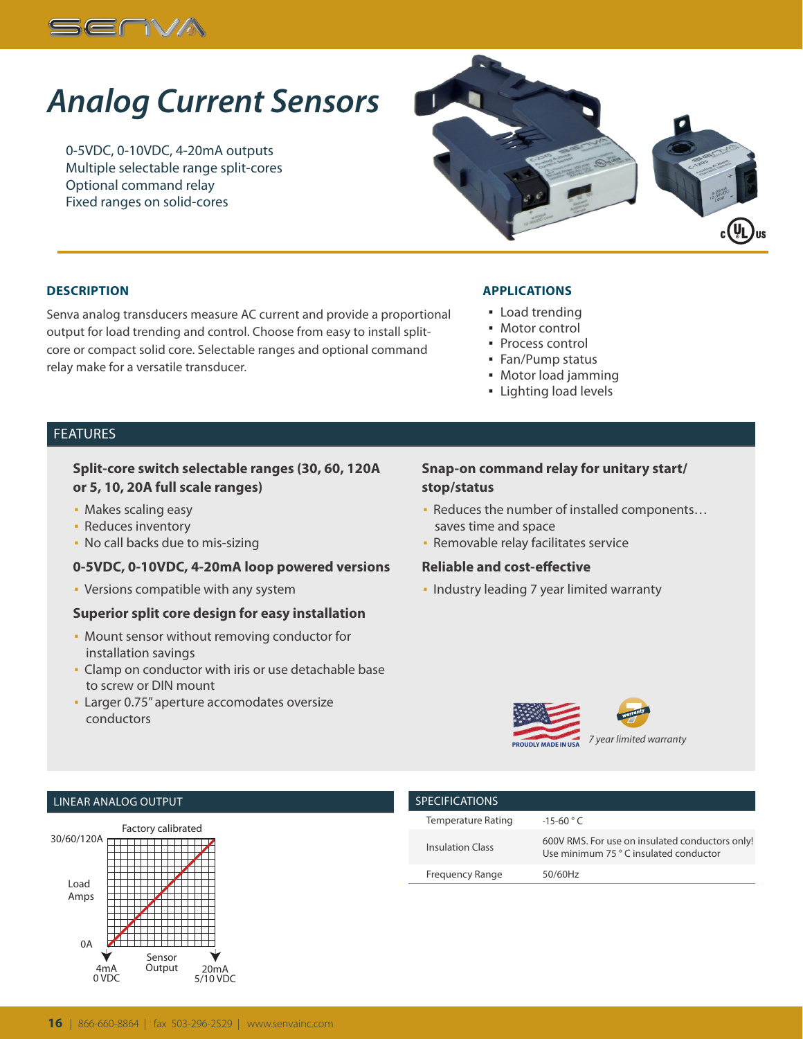# Analog Current Sensors

0-5VDC, 0-10VDC, 4-20mA outputs
Multiple selectable range split-cores
Optional command relay
Fixed ranges on solid-cores

## DESCRIPTION

Senva analog transducers measure AC current and provide a proportional output for load trending and control. Choose from easy to install split-core or compact solid core. Selectable ranges and optional command relay make for a versatile transducer.

## APPLICATIONS

- Load trending
- Motor control
- Process control
- Fan/Pump status
- Motor load jamming
- Lighting load levels

## FEATURES

**Split-core switch selectable ranges (30, 60, 120A or 5, 10, 20A full scale ranges)**

- Makes scaling easy
- Reduces inventory
- No call backs due to mis-sizing

**0-5VDC, 0-10VDC, 4-20mA loop powered versions**

- Versions compatible with any system

**Superior split core design for easy installation**

- Mount sensor without removing conductor for installation savings
- Clamp on conductor with iris or use detachable base to screw or DIN mount
- Larger 0.75" aperture accomodates oversize conductors

**Snap-on command relay for unitary start/stop/status**

- Reduces the number of installed components… saves time and space
- Removable relay facilitates service

**Reliable and cost-effective**

- Industry leading 7 year limited warranty

PROUDLY MADE IN USA

*7 year limited warranty*

## LINEAR ANALOG OUTPUT

Factory calibrated

30/60/120A — Load Amps — 0A

Sensor Output: 4mA / 0 VDC — 20mA / 5/10 VDC

## SPECIFICATIONS

| | |
|---|---|
| Temperature Rating | -15-60 ° C |
| Insulation Class | 600V RMS. For use on insulated conductors only! Use minimum 75 ° C insulated conductor |
| Frequency Range | 50/60Hz |

866-660-8864 | fax 503-296-2529 | www.senvainc.com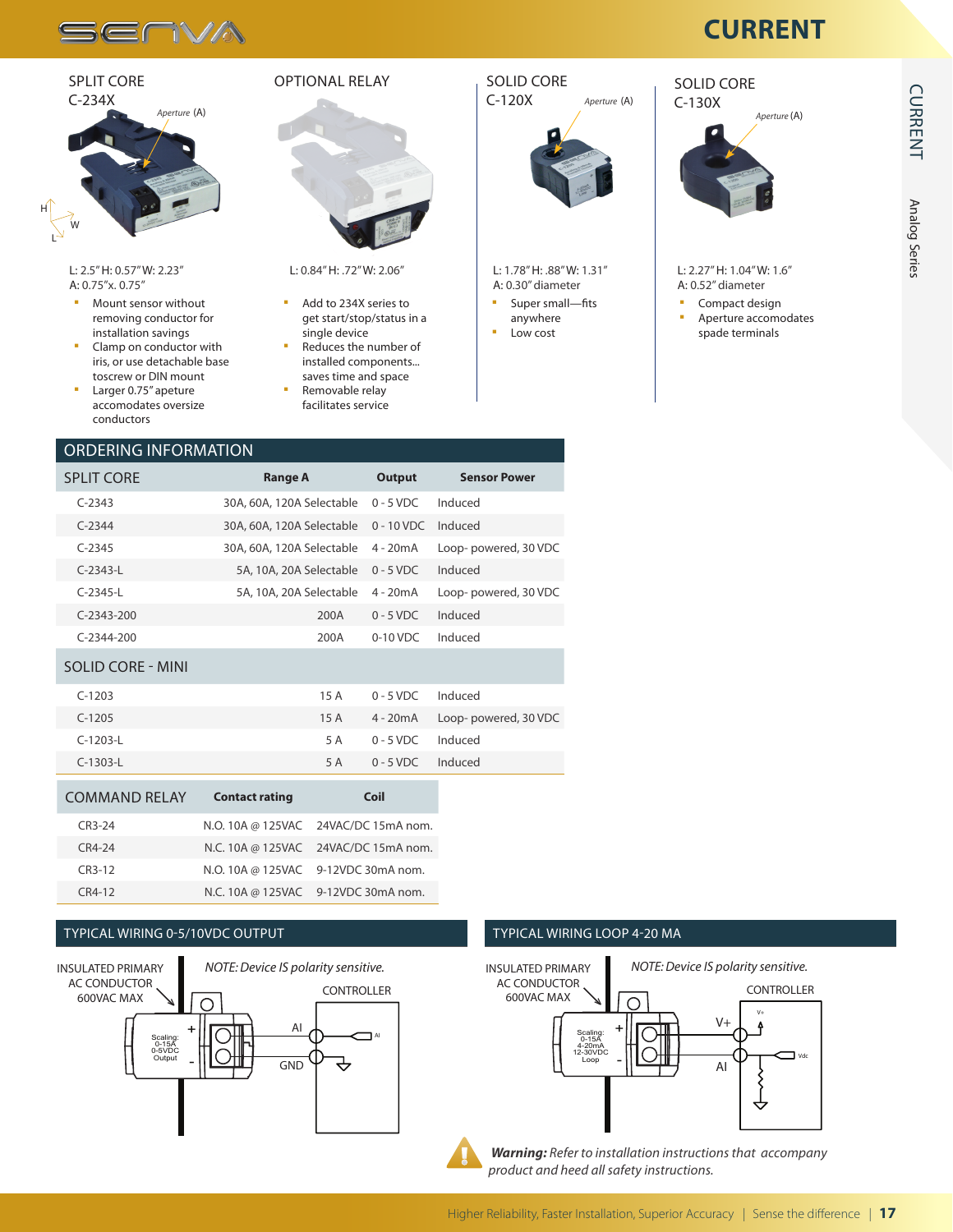# CURRENT

## SPLIT CORE
### C-234X

Aperture (A)

H
W
L

L: 2.5" H: 0.57" W: 2.23"
A: 0.75"x. 0.75"

- Mount sensor without removing conductor for installation savings
- Clamp on conductor with iris, or use detachable base toscrew or DIN mount
- Larger 0.75" apeture accomodates oversize conductors

## OPTIONAL RELAY

L: 0.84" H: .72" W: 2.06"

- Add to 234X series to get start/stop/status in a single device
- Reduces the number of installed components... saves time and space
- Removable relay facilitates service

## SOLID CORE
### C-120X

Aperture (A)

L: 1.78" H: .88" W: 1.31"
A: 0.30" diameter

- Super small—fits anywhere
- Low cost

## SOLID CORE
### C-130X

Aperture (A)

L: 2.27" H: 1.04" W: 1.6"
A: 0.52" diameter

- Compact design
- Aperture accomodates spade terminals

CURRENT
Analog Series

## ORDERING INFORMATION

| SPLIT CORE | Range A | Output | Sensor Power |
|---|---|---|---|
| C-2343 | 30A, 60A, 120A Selectable | 0 - 5 VDC | Induced |
| C-2344 | 30A, 60A, 120A Selectable | 0 - 10 VDC | Induced |
| C-2345 | 30A, 60A, 120A Selectable | 4 - 20mA | Loop- powered, 30 VDC |
| C-2343-L | 5A, 10A, 20A Selectable | 0 - 5 VDC | Induced |
| C-2345-L | 5A, 10A, 20A Selectable | 4 - 20mA | Loop- powered, 30 VDC |
| C-2343-200 | 200A | 0 - 5 VDC | Induced |
| C-2344-200 | 200A | 0-10 VDC | Induced |
| **SOLID CORE - MINI** | | | |
| C-1203 | 15 A | 0 - 5 VDC | Induced |
| C-1205 | 15 A | 4 - 20mA | Loop- powered, 30 VDC |
| C-1203-L | 5 A | 0 - 5 VDC | Induced |
| C-1303-L | 5 A | 0 - 5 VDC | Induced |

| COMMAND RELAY | Contact rating | Coil |
|---|---|---|
| CR3-24 | N.O. 10A @ 125VAC | 24VAC/DC 15mA nom. |
| CR4-24 | N.C. 10A @ 125VAC | 24VAC/DC 15mA nom. |
| CR3-12 | N.O. 10A @ 125VAC | 9-12VDC 30mA nom. |
| CR4-12 | N.C. 10A @ 125VAC | 9-12VDC 30mA nom. |

## TYPICAL WIRING 0-5/10VDC OUTPUT

INSULATED PRIMARY AC CONDUCTOR 600VAC MAX

*NOTE: Device IS polarity sensitive.*

CONTROLLER

Scaling: 0-15A 0-5VDC Output

+
-
AI
GND

## TYPICAL WIRING LOOP 4-20 MA

INSULATED PRIMARY AC CONDUCTOR 600VAC MAX

*NOTE: Device IS polarity sensitive.*

CONTROLLER

Scaling: 0-15A 4-20mA 12-30VDC Loop

+
-
V+
AI
Vdc

***Warning:*** *Refer to installation instructions that accompany product and heed all safety instructions.*

Higher Reliability, Faster Installation, Superior Accuracy | Sense the difference